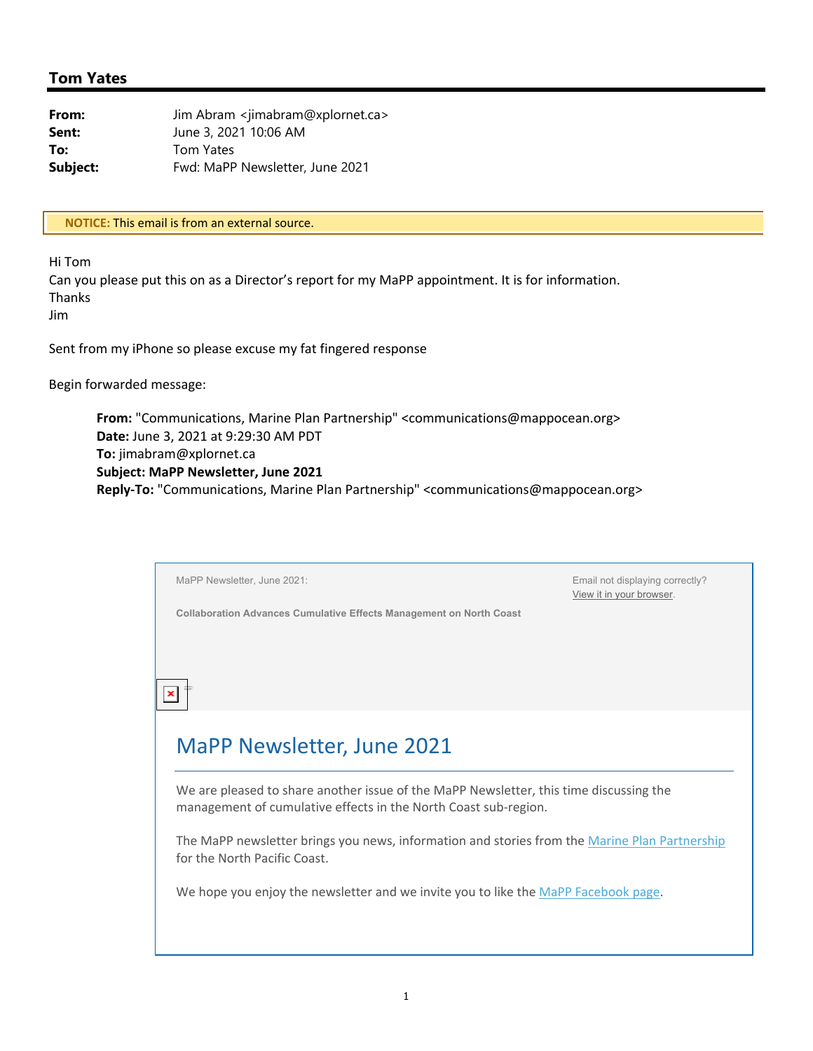## Tom Yates

**From:** Jim Abram <jimabram@xplornet.ca>
**Sent:** June 3, 2021 10:06 AM
**To:** Tom Yates
**Subject:** Fwd: MaPP Newsletter, June 2021

**NOTICE:** This email is from an external source.

Hi Tom
Can you please put this on as a Director's report for my MaPP appointment. It is for information.
Thanks
Jim

Sent from my iPhone so please excuse my fat fingered response

Begin forwarded message:

> **From:** "Communications, Marine Plan Partnership" <communications@mappocean.org>
> **Date:** June 3, 2021 at 9:29:30 AM PDT
> **To:** jimabram@xplornet.ca
> **Subject: MaPP Newsletter, June 2021**
> **Reply-To:** "Communications, Marine Plan Partnership" <communications@mappocean.org>

MaPP Newsletter, June 2021:

**Collaboration Advances Cumulative Effects Management on North Coast**

Email not displaying correctly?
View it in your browser.

# MaPP Newsletter, June 2021

We are pleased to share another issue of the MaPP Newsletter, this time discussing the management of cumulative effects in the North Coast sub-region.

The MaPP newsletter brings you news, information and stories from the Marine Plan Partnership for the North Pacific Coast.

We hope you enjoy the newsletter and we invite you to like the MaPP Facebook page.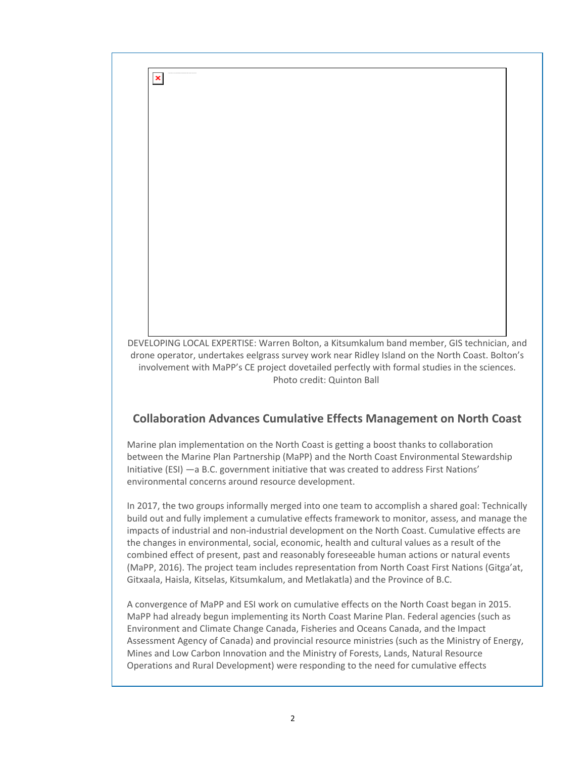DEVELOPING LOCAL EXPERTISE: Warren Bolton, a Kitsumkalum band member, GIS technician, and drone operator, undertakes eelgrass survey work near Ridley Island on the North Coast. Bolton's involvement with MaPP's CE project dovetailed perfectly with formal studies in the sciences. Photo credit: Quinton Ball

## Collaboration Advances Cumulative Effects Management on North Coast

Marine plan implementation on the North Coast is getting a boost thanks to collaboration between the Marine Plan Partnership (MaPP) and the North Coast Environmental Stewardship Initiative (ESI) —a B.C. government initiative that was created to address First Nations' environmental concerns around resource development.

In 2017, the two groups informally merged into one team to accomplish a shared goal: Technically build out and fully implement a cumulative effects framework to monitor, assess, and manage the impacts of industrial and non-industrial development on the North Coast. Cumulative effects are the changes in environmental, social, economic, health and cultural values as a result of the combined effect of present, past and reasonably foreseeable human actions or natural events (MaPP, 2016). The project team includes representation from North Coast First Nations (Gitga'at, Gitxaala, Haisla, Kitselas, Kitsumkalum, and Metlakatla) and the Province of B.C.

A convergence of MaPP and ESI work on cumulative effects on the North Coast began in 2015. MaPP had already begun implementing its North Coast Marine Plan. Federal agencies (such as Environment and Climate Change Canada, Fisheries and Oceans Canada, and the Impact Assessment Agency of Canada) and provincial resource ministries (such as the Ministry of Energy, Mines and Low Carbon Innovation and the Ministry of Forests, Lands, Natural Resource Operations and Rural Development) were responding to the need for cumulative effects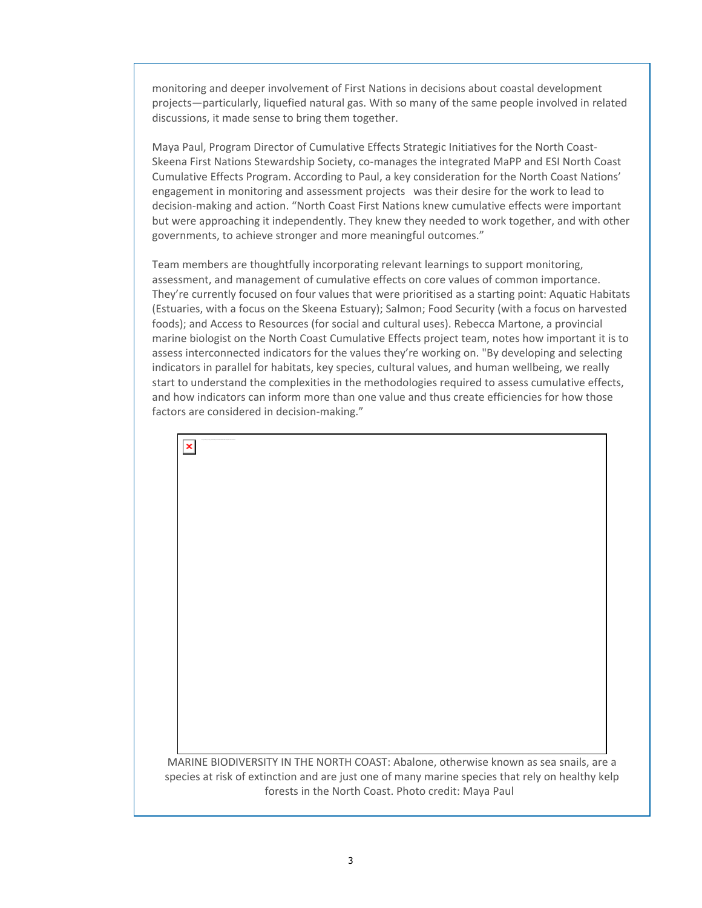monitoring and deeper involvement of First Nations in decisions about coastal development projects—particularly, liquefied natural gas. With so many of the same people involved in related discussions, it made sense to bring them together.

Maya Paul, Program Director of Cumulative Effects Strategic Initiatives for the North Coast-Skeena First Nations Stewardship Society, co-manages the integrated MaPP and ESI North Coast Cumulative Effects Program. According to Paul, a key consideration for the North Coast Nations' engagement in monitoring and assessment projects was their desire for the work to lead to decision-making and action. "North Coast First Nations knew cumulative effects were important but were approaching it independently. They knew they needed to work together, and with other governments, to achieve stronger and more meaningful outcomes."

Team members are thoughtfully incorporating relevant learnings to support monitoring, assessment, and management of cumulative effects on core values of common importance. They're currently focused on four values that were prioritised as a starting point: Aquatic Habitats (Estuaries, with a focus on the Skeena Estuary); Salmon; Food Security (with a focus on harvested foods); and Access to Resources (for social and cultural uses). Rebecca Martone, a provincial marine biologist on the North Coast Cumulative Effects project team, notes how important it is to assess interconnected indicators for the values they're working on. "By developing and selecting indicators in parallel for habitats, key species, cultural values, and human wellbeing, we really start to understand the complexities in the methodologies required to assess cumulative effects, and how indicators can inform more than one value and thus create efficiencies for how those factors are considered in decision-making."

MARINE BIODIVERSITY IN THE NORTH COAST: Abalone, otherwise known as sea snails, are a species at risk of extinction and are just one of many marine species that rely on healthy kelp forests in the North Coast. Photo credit: Maya Paul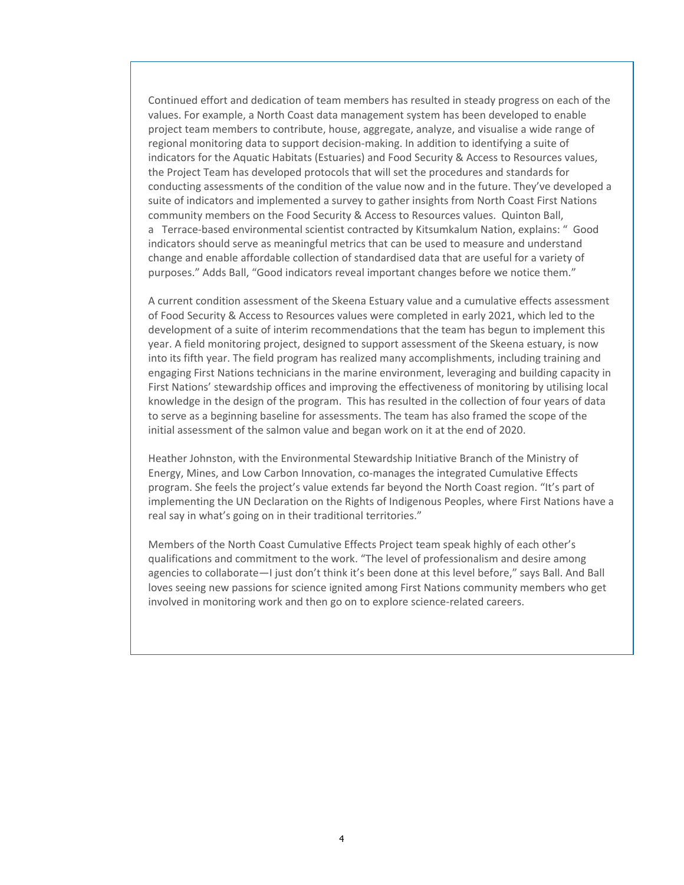Continued effort and dedication of team members has resulted in steady progress on each of the values. For example, a North Coast data management system has been developed to enable project team members to contribute, house, aggregate, analyze, and visualise a wide range of regional monitoring data to support decision-making. In addition to identifying a suite of indicators for the Aquatic Habitats (Estuaries) and Food Security & Access to Resources values, the Project Team has developed protocols that will set the procedures and standards for conducting assessments of the condition of the value now and in the future. They've developed a suite of indicators and implemented a survey to gather insights from North Coast First Nations community members on the Food Security & Access to Resources values. Quinton Ball, a Terrace-based environmental scientist contracted by Kitsumkalum Nation, explains: " Good indicators should serve as meaningful metrics that can be used to measure and understand change and enable affordable collection of standardised data that are useful for a variety of purposes." Adds Ball, "Good indicators reveal important changes before we notice them."

A current condition assessment of the Skeena Estuary value and a cumulative effects assessment of Food Security & Access to Resources values were completed in early 2021, which led to the development of a suite of interim recommendations that the team has begun to implement this year. A field monitoring project, designed to support assessment of the Skeena estuary, is now into its fifth year. The field program has realized many accomplishments, including training and engaging First Nations technicians in the marine environment, leveraging and building capacity in First Nations' stewardship offices and improving the effectiveness of monitoring by utilising local knowledge in the design of the program. This has resulted in the collection of four years of data to serve as a beginning baseline for assessments. The team has also framed the scope of the initial assessment of the salmon value and began work on it at the end of 2020.

Heather Johnston, with the Environmental Stewardship Initiative Branch of the Ministry of Energy, Mines, and Low Carbon Innovation, co-manages the integrated Cumulative Effects program. She feels the project's value extends far beyond the North Coast region. "It's part of implementing the UN Declaration on the Rights of Indigenous Peoples, where First Nations have a real say in what's going on in their traditional territories."

Members of the North Coast Cumulative Effects Project team speak highly of each other's qualifications and commitment to the work. "The level of professionalism and desire among agencies to collaborate—I just don't think it's been done at this level before," says Ball. And Ball loves seeing new passions for science ignited among First Nations community members who get involved in monitoring work and then go on to explore science-related careers.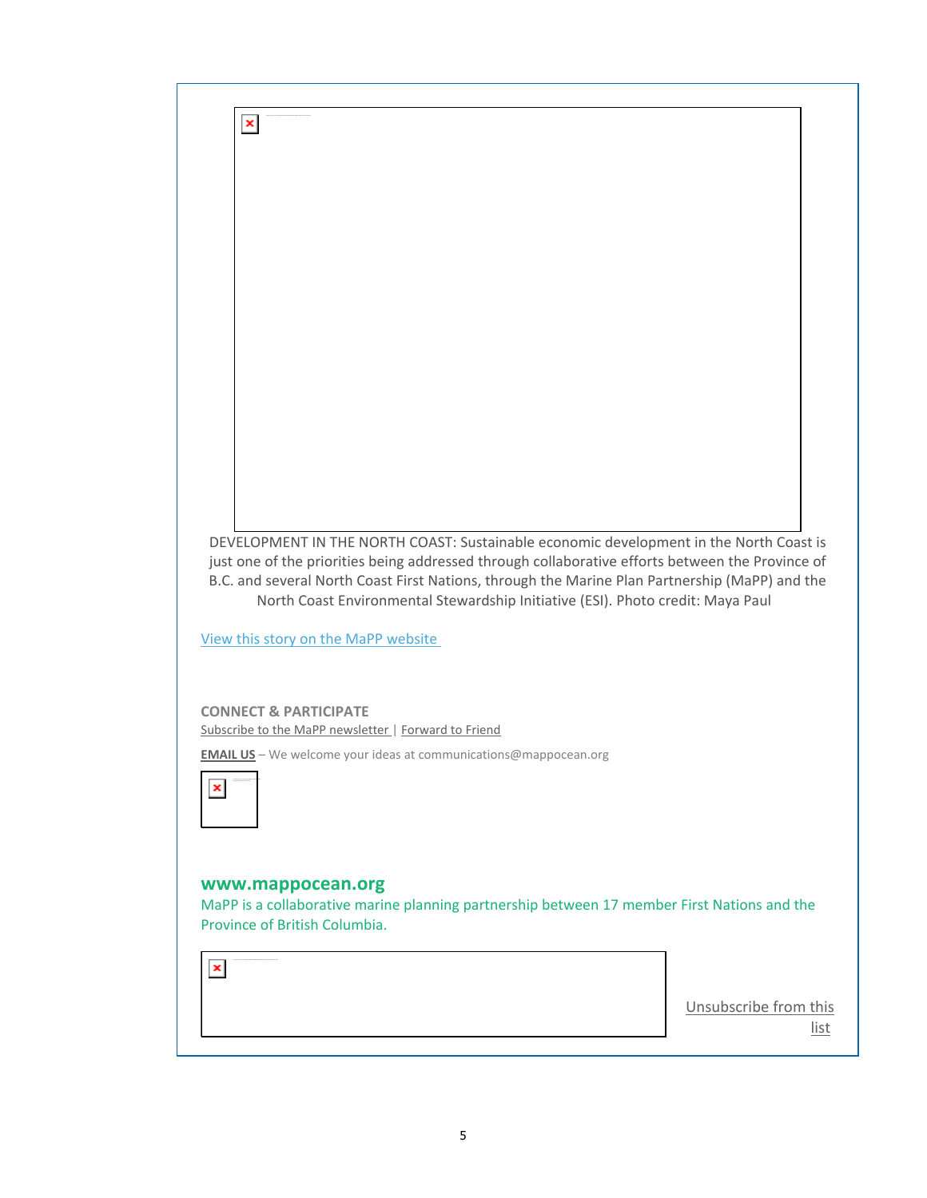DEVELOPMENT IN THE NORTH COAST: Sustainable economic development in the North Coast is just one of the priorities being addressed through collaborative efforts between the Province of B.C. and several North Coast First Nations, through the Marine Plan Partnership (MaPP) and the North Coast Environmental Stewardship Initiative (ESI). Photo credit: Maya Paul

View this story on the MaPP website

**CONNECT & PARTICIPATE**

Subscribe to the MaPP newsletter | Forward to Friend

**EMAIL US** – We welcome your ideas at communications@mappocean.org

**www.mappocean.org**

MaPP is a collaborative marine planning partnership between 17 member First Nations and the Province of British Columbia.

Unsubscribe from this list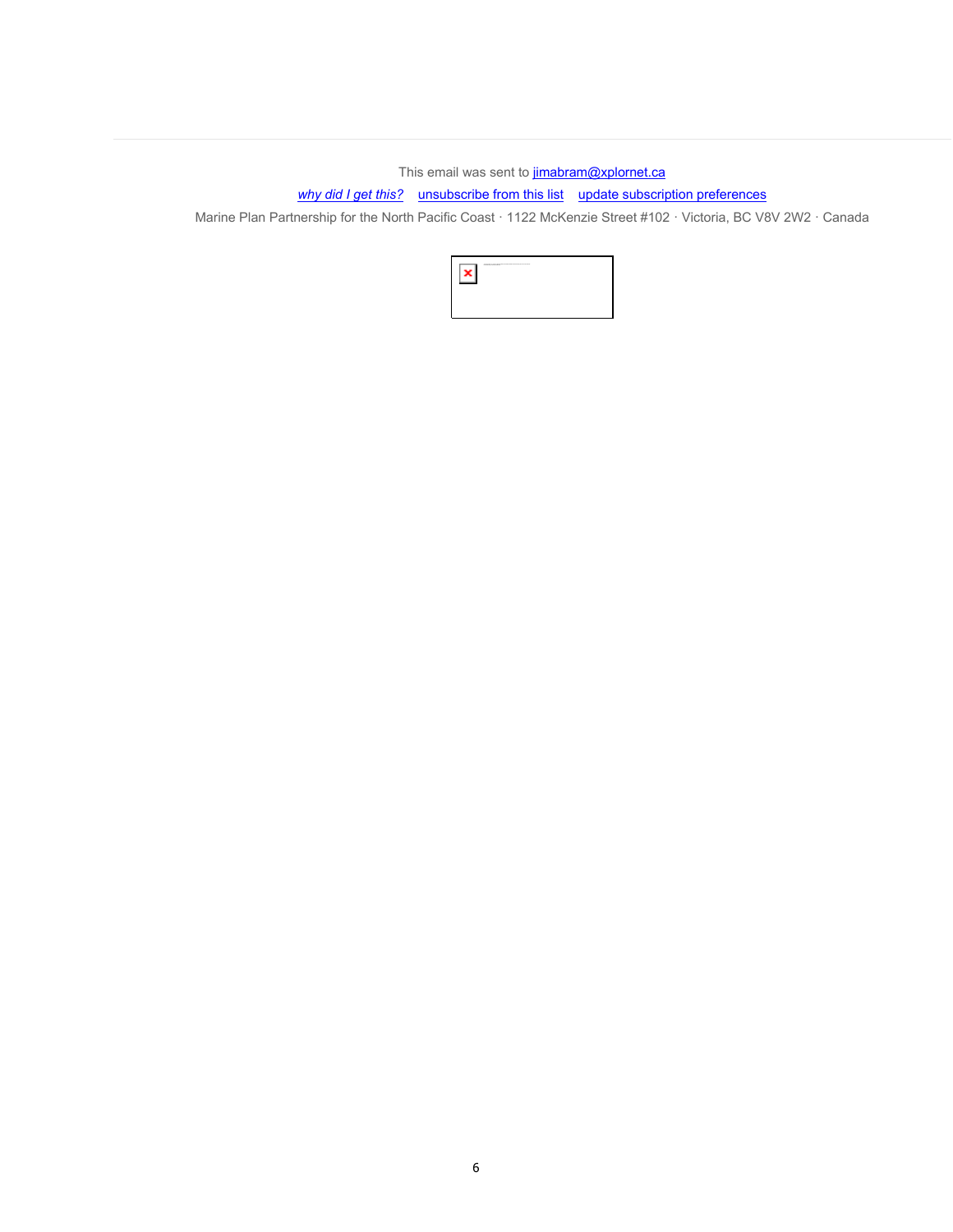This email was sent to [jimabram@xplornet.ca](mailto:jimabram@xplornet.ca)

*why did I get this?* unsubscribe from this list update subscription preferences

Marine Plan Partnership for the North Pacific Coast · 1122 McKenzie Street #102 · Victoria, BC V8V 2W2 · Canada